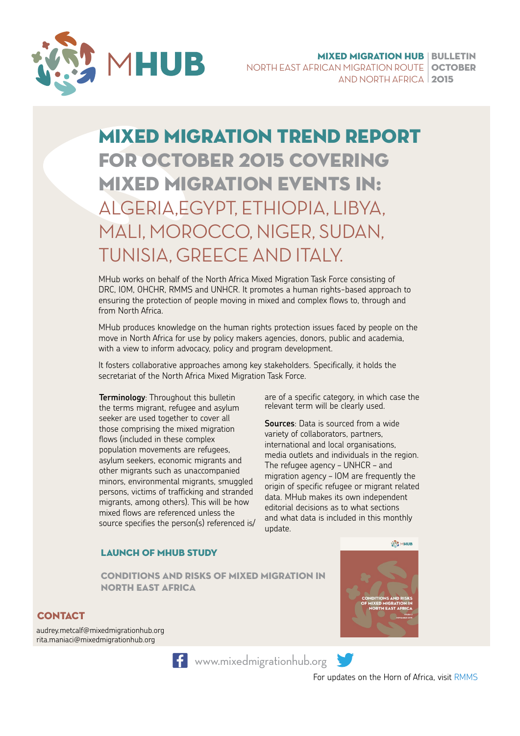MHUB

**MIXED MIGRATION HUB** | **BULLETIN**
NORTH EAST AFRICAN MIGRATION ROUTE AND NORTH AFRICA | **OCTOBER 2015**

# MIXED MIGRATION TREND REPORT FOR OCTOBER 2015 COVERING MIXED MIGRATION EVENTS IN: ALGERIA,EGYPT, ETHIOPIA, LIBYA, MALI, MOROCCO, NIGER, SUDAN, TUNISIA, GREECE AND ITALY.

MHub works on behalf of the North Africa Mixed Migration Task Force consisting of DRC, IOM, OHCHR, RMMS and UNHCR. It promotes a human rights-based approach to ensuring the protection of people moving in mixed and complex flows to, through and from North Africa.

MHub produces knowledge on the human rights protection issues faced by people on the move in North Africa for use by policy makers agencies, donors, public and academia, with a view to inform advocacy, policy and program development.

It fosters collaborative approaches among key stakeholders. Specifically, it holds the secretariat of the North Africa Mixed Migration Task Force.

**Terminology**: Throughout this bulletin the terms migrant, refugee and asylum seeker are used together to cover all those comprising the mixed migration flows (included in these complex population movements are refugees, asylum seekers, economic migrants and other migrants such as unaccompanied minors, environmental migrants, smuggled persons, victims of trafficking and stranded migrants, among others). This will be how mixed flows are referenced unless the source specifies the person(s) referenced is/are of a specific category, in which case the relevant term will be clearly used.

**Sources**: Data is sourced from a wide variety of collaborators, partners, international and local organisations, media outlets and individuals in the region. The refugee agency – UNHCR – and migration agency – IOM are frequently the origin of specific refugee or migrant related data. MHub makes its own independent editorial decisions as to what sections and what data is included in this monthly update.

## LAUNCH OF MHUB STUDY

### CONDITIONS AND RISKS OF MIXED MIGRATION IN NORTH EAST AFRICA

## CONTACT

audrey.metcalf@mixedmigrationhub.org
rita.maniaci@mixedmigrationhub.org

www.mixedmigrationhub.org

For updates on the Horn of Africa, visit RMMS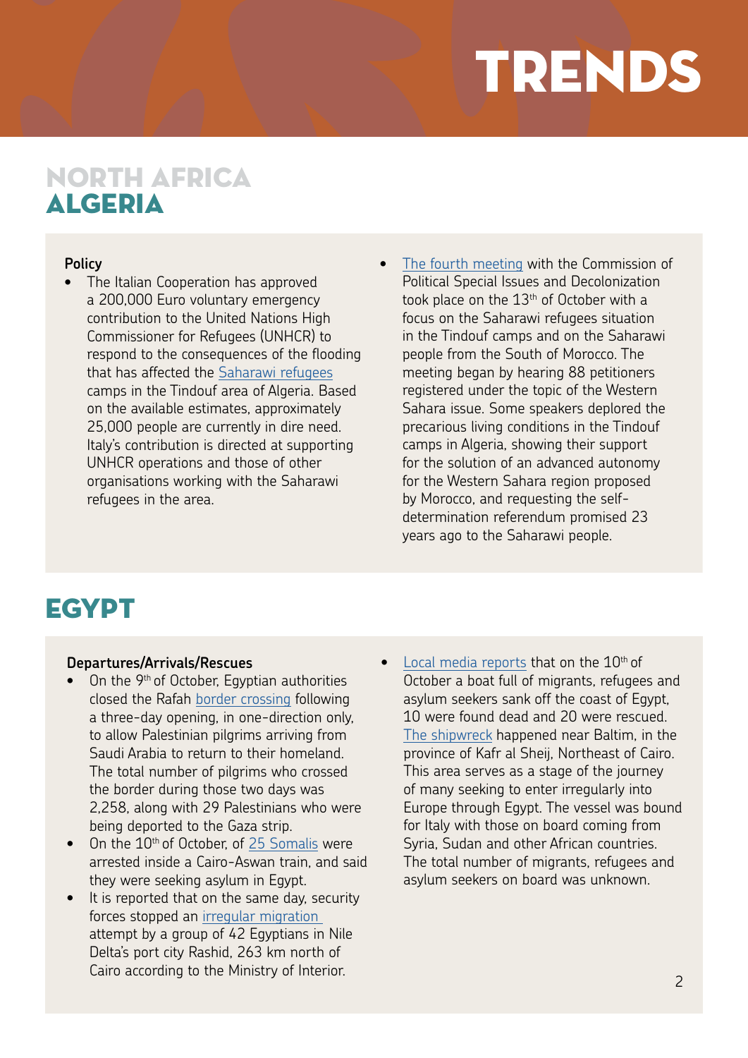# TRENDS

## NORTH AFRICA
## ALGERIA

**Policy**

- The Italian Cooperation has approved a 200,000 Euro voluntary emergency contribution to the United Nations High Commissioner for Refugees (UNHCR) to respond to the consequences of the flooding that has affected the Saharawi refugees camps in the Tindouf area of Algeria. Based on the available estimates, approximately 25,000 people are currently in dire need. Italy's contribution is directed at supporting UNHCR operations and those of other organisations working with the Saharawi refugees in the area.
- The fourth meeting with the Commission of Political Special Issues and Decolonization took place on the 13th of October with a focus on the Saharawi refugees situation in the Tindouf camps and on the Saharawi people from the South of Morocco. The meeting began by hearing 88 petitioners registered under the topic of the Western Sahara issue. Some speakers deplored the precarious living conditions in the Tindouf camps in Algeria, showing their support for the solution of an advanced autonomy for the Western Sahara region proposed by Morocco, and requesting the self-determination referendum promised 23 years ago to the Saharawi people.

## EGYPT

**Departures/Arrivals/Rescues**

- On the 9th of October, Egyptian authorities closed the Rafah border crossing following a three-day opening, in one-direction only, to allow Palestinian pilgrims arriving from Saudi Arabia to return to their homeland. The total number of pilgrims who crossed the border during those two days was 2,258, along with 29 Palestinians who were being deported to the Gaza strip.
- On the 10th of October, of 25 Somalis were arrested inside a Cairo-Aswan train, and said they were seeking asylum in Egypt.
- It is reported that on the same day, security forces stopped an irregular migration attempt by a group of 42 Egyptians in Nile Delta's port city Rashid, 263 km north of Cairo according to the Ministry of Interior.
- Local media reports that on the 10th of October a boat full of migrants, refugees and asylum seekers sank off the coast of Egypt, 10 were found dead and 20 were rescued. The shipwreck happened near Baltim, in the province of Kafr al Sheij, Northeast of Cairo. This area serves as a stage of the journey of many seeking to enter irregularly into Europe through Egypt. The vessel was bound for Italy with those on board coming from Syria, Sudan and other African countries. The total number of migrants, refugees and asylum seekers on board was unknown.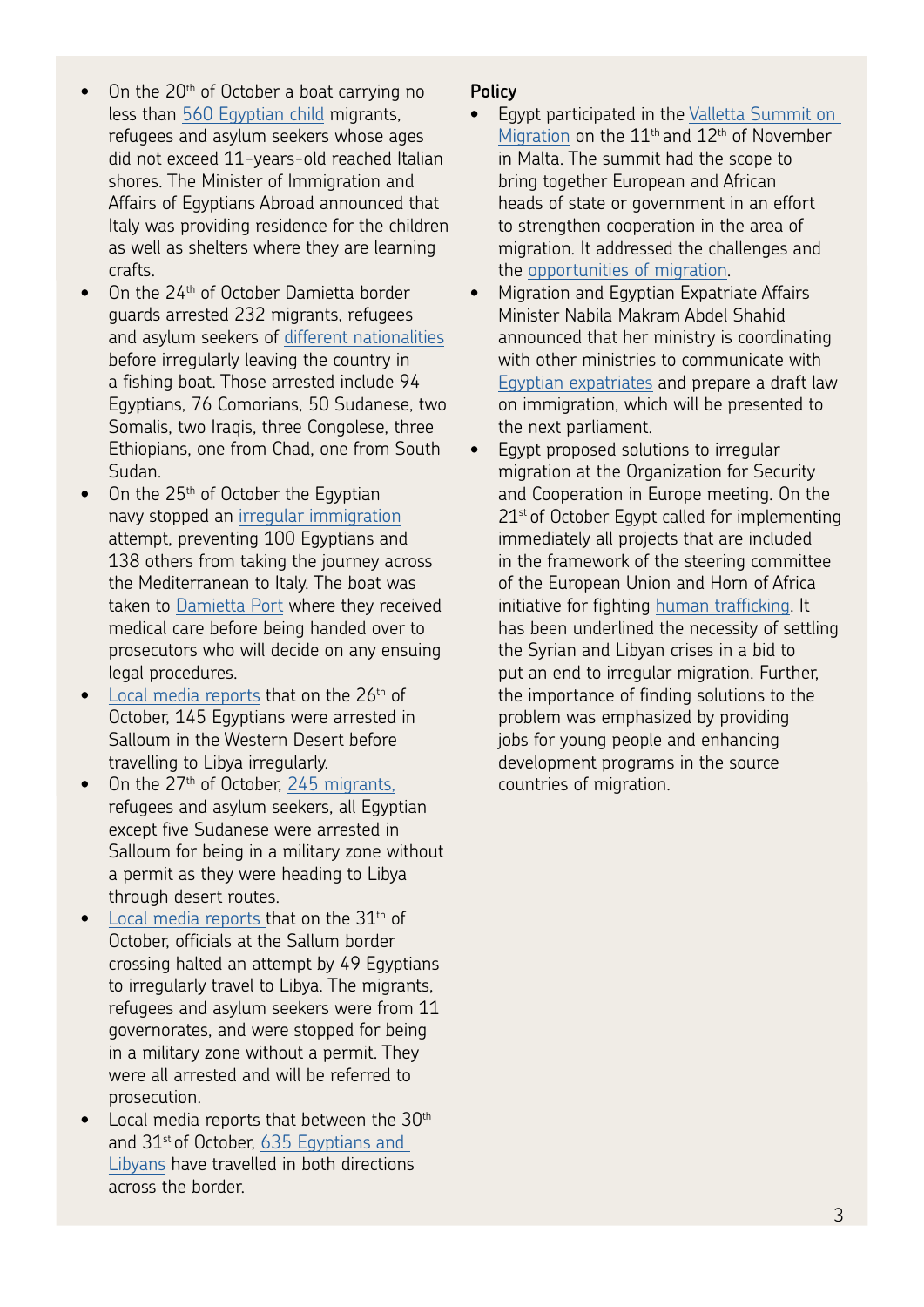- On the 20th of October a boat carrying no less than 560 Egyptian child migrants, refugees and asylum seekers whose ages did not exceed 11-years-old reached Italian shores. The Minister of Immigration and Affairs of Egyptians Abroad announced that Italy was providing residence for the children as well as shelters where they are learning crafts.
- On the 24th of October Damietta border guards arrested 232 migrants, refugees and asylum seekers of different nationalities before irregularly leaving the country in a fishing boat. Those arrested include 94 Egyptians, 76 Comorians, 50 Sudanese, two Somalis, two Iraqis, three Congolese, three Ethiopians, one from Chad, one from South Sudan.
- On the 25th of October the Egyptian navy stopped an irregular immigration attempt, preventing 100 Egyptians and 138 others from taking the journey across the Mediterranean to Italy. The boat was taken to Damietta Port where they received medical care before being handed over to prosecutors who will decide on any ensuing legal procedures.
- Local media reports that on the 26th of October, 145 Egyptians were arrested in Salloum in the Western Desert before travelling to Libya irregularly.
- On the 27th of October, 245 migrants, refugees and asylum seekers, all Egyptian except five Sudanese were arrested in Salloum for being in a military zone without a permit as they were heading to Libya through desert routes.
- Local media reports that on the 31th of October, officials at the Sallum border crossing halted an attempt by 49 Egyptians to irregularly travel to Libya. The migrants, refugees and asylum seekers were from 11 governorates, and were stopped for being in a military zone without a permit. They were all arrested and will be referred to prosecution.
- Local media reports that between the 30th and 31st of October, 635 Egyptians and Libyans have travelled in both directions across the border.

**Policy**

- Egypt participated in the Valletta Summit on Migration on the 11th and 12th of November in Malta. The summit had the scope to bring together European and African heads of state or government in an effort to strengthen cooperation in the area of migration. It addressed the challenges and the opportunities of migration.
- Migration and Egyptian Expatriate Affairs Minister Nabila Makram Abdel Shahid announced that her ministry is coordinating with other ministries to communicate with Egyptian expatriates and prepare a draft law on immigration, which will be presented to the next parliament.
- Egypt proposed solutions to irregular migration at the Organization for Security and Cooperation in Europe meeting. On the 21st of October Egypt called for implementing immediately all projects that are included in the framework of the steering committee of the European Union and Horn of Africa initiative for fighting human trafficking. It has been underlined the necessity of settling the Syrian and Libyan crises in a bid to put an end to irregular migration. Further, the importance of finding solutions to the problem was emphasized by providing jobs for young people and enhancing development programs in the source countries of migration.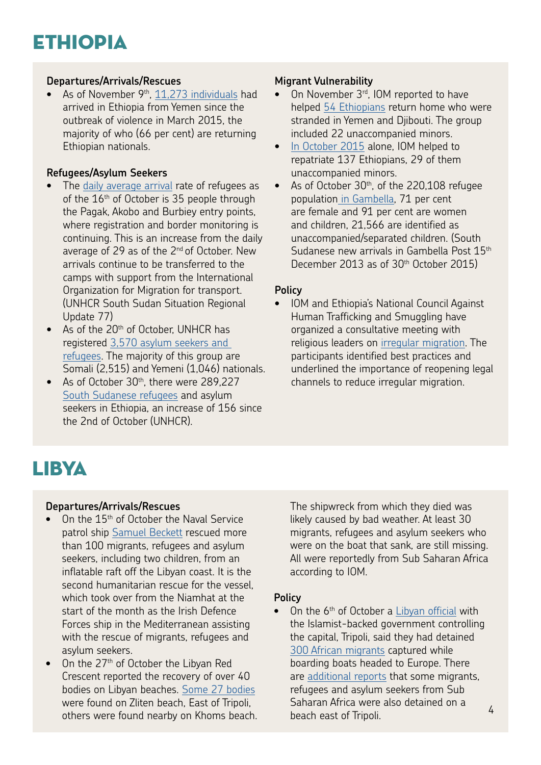# ETHIOPIA

### Departures/Arrivals/Rescues

- As of November 9th, 11,273 individuals had arrived in Ethiopia from Yemen since the outbreak of violence in March 2015, the majority of who (66 per cent) are returning Ethiopian nationals.

### Refugees/Asylum Seekers

- The daily average arrival rate of refugees as of the 16th of October is 35 people through the Pagak, Akobo and Burbiey entry points, where registration and border monitoring is continuing. This is an increase from the daily average of 29 as of the 2nd of October. New arrivals continue to be transferred to the camps with support from the International Organization for Migration for transport. (UNHCR South Sudan Situation Regional Update 77)
- As of the 20th of October, UNHCR has registered 3,570 asylum seekers and refugees. The majority of this group are Somali (2,515) and Yemeni (1,046) nationals.
- As of October 30th, there were 289,227 South Sudanese refugees and asylum seekers in Ethiopia, an increase of 156 since the 2nd of October (UNHCR).

### Migrant Vulnerability

- On November 3rd, IOM reported to have helped 54 Ethiopians return home who were stranded in Yemen and Djibouti. The group included 22 unaccompanied minors.
- In October 2015 alone, IOM helped to repatriate 137 Ethiopians, 29 of them unaccompanied minors.
- As of October 30th, of the 220,108 refugee population in Gambella, 71 per cent are female and 91 per cent are women and children, 21,566 are identified as unaccompanied/separated children. (South Sudanese new arrivals in Gambella Post 15th December 2013 as of 30th October 2015)

### Policy

- IOM and Ethiopia's National Council Against Human Trafficking and Smuggling have organized a consultative meeting with religious leaders on irregular migration. The participants identified best practices and underlined the importance of reopening legal channels to reduce irregular migration.

# LIBYA

### Departures/Arrivals/Rescues

- On the 15th of October the Naval Service patrol ship Samuel Beckett rescued more than 100 migrants, refugees and asylum seekers, including two children, from an inflatable raft off the Libyan coast. It is the second humanitarian rescue for the vessel, which took over from the Niamhat at the start of the month as the Irish Defence Forces ship in the Mediterranean assisting with the rescue of migrants, refugees and asylum seekers.
- On the 27th of October the Libyan Red Crescent reported the recovery of over 40 bodies on Libyan beaches. Some 27 bodies were found on Zliten beach, East of Tripoli, others were found nearby on Khoms beach. The shipwreck from which they died was likely caused by bad weather. At least 30 migrants, refugees and asylum seekers who were on the boat that sank, are still missing. All were reportedly from Sub Saharan Africa according to IOM.

### Policy

- On the 6th of October a Libyan official with the Islamist-backed government controlling the capital, Tripoli, said they had detained 300 African migrants captured while boarding boats headed to Europe. There are additional reports that some migrants, refugees and asylum seekers from Sub Saharan Africa were also detained on a beach east of Tripoli.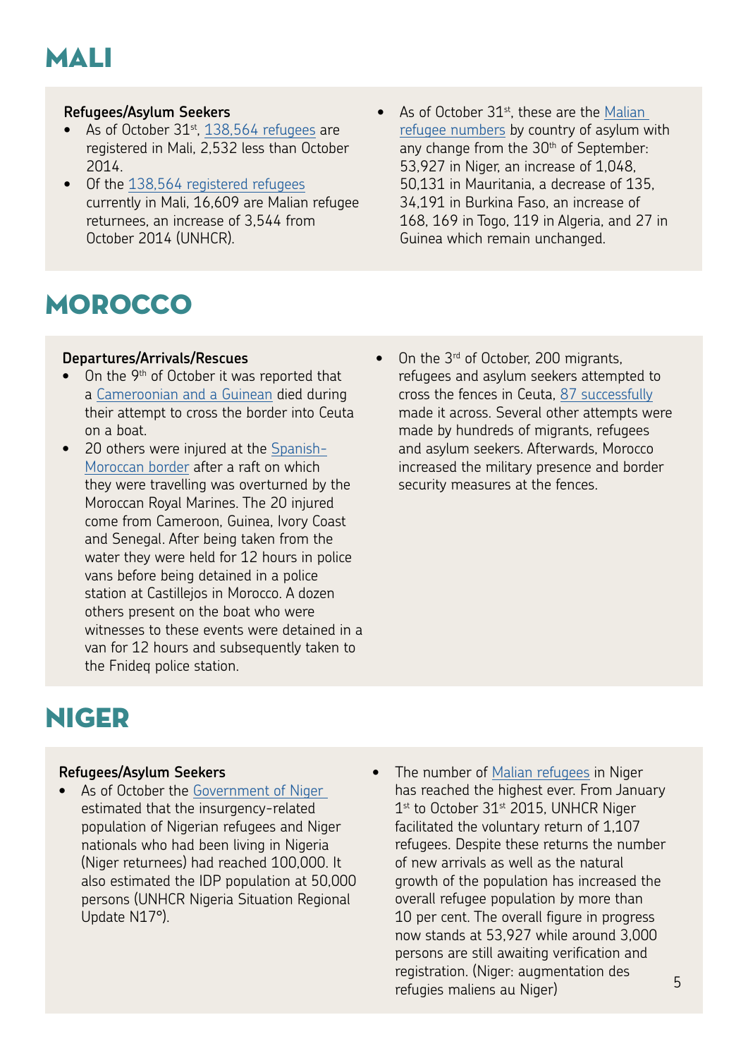# MALI

### Refugees/Asylum Seekers

- As of October 31st, 138,564 refugees are registered in Mali, 2,532 less than October 2014.
- Of the 138,564 registered refugees currently in Mali, 16,609 are Malian refugee returnees, an increase of 3,544 from October 2014 (UNHCR).
- As of October 31st, these are the Malian refugee numbers by country of asylum with any change from the 30th of September: 53,927 in Niger, an increase of 1,048, 50,131 in Mauritania, a decrease of 135, 34,191 in Burkina Faso, an increase of 168, 169 in Togo, 119 in Algeria, and 27 in Guinea which remain unchanged.

# MOROCCO

### Departures/Arrivals/Rescues

- On the 9th of October it was reported that a Cameroonian and a Guinean died during their attempt to cross the border into Ceuta on a boat.
- 20 others were injured at the Spanish-Moroccan border after a raft on which they were travelling was overturned by the Moroccan Royal Marines. The 20 injured come from Cameroon, Guinea, Ivory Coast and Senegal. After being taken from the water they were held for 12 hours in police vans before being detained in a police station at Castillejos in Morocco. A dozen others present on the boat who were witnesses to these events were detained in a van for 12 hours and subsequently taken to the Fnideq police station.
- On the 3rd of October, 200 migrants, refugees and asylum seekers attempted to cross the fences in Ceuta, 87 successfully made it across. Several other attempts were made by hundreds of migrants, refugees and asylum seekers. Afterwards, Morocco increased the military presence and border security measures at the fences.

# NIGER

### Refugees/Asylum Seekers

- As of October the Government of Niger estimated that the insurgency-related population of Nigerian refugees and Niger nationals who had been living in Nigeria (Niger returnees) had reached 100,000. It also estimated the IDP population at 50,000 persons (UNHCR Nigeria Situation Regional Update N17°).
- The number of Malian refugees in Niger has reached the highest ever. From January 1st to October 31st 2015, UNHCR Niger facilitated the voluntary return of 1,107 refugees. Despite these returns the number of new arrivals as well as the natural growth of the population has increased the overall refugee population by more than 10 per cent. The overall figure in progress now stands at 53,927 while around 3,000 persons are still awaiting verification and registration. (Niger: augmentation des refugies maliens au Niger)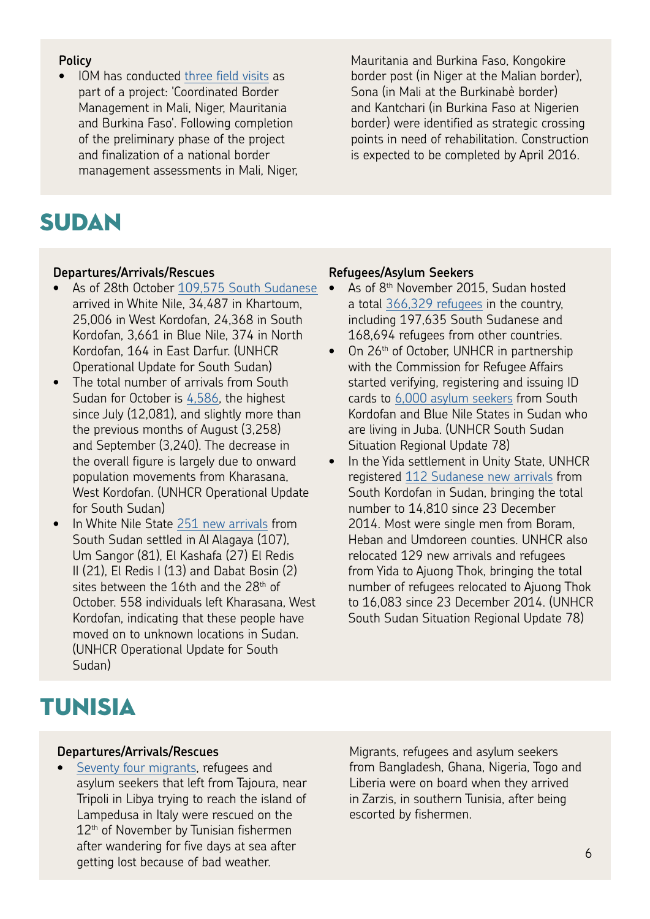**Policy**

- IOM has conducted three field visits as part of a project: 'Coordinated Border Management in Mali, Niger, Mauritania and Burkina Faso'. Following completion of the preliminary phase of the project and finalization of a national border management assessments in Mali, Niger, Mauritania and Burkina Faso, Kongokire border post (in Niger at the Malian border), Sona (in Mali at the Burkinabè border) and Kantchari (in Burkina Faso at Nigerien border) were identified as strategic crossing points in need of rehabilitation. Construction is expected to be completed by April 2016.

# SUDAN

**Departures/Arrivals/Rescues**

- As of 28th October 109,575 South Sudanese arrived in White Nile, 34,487 in Khartoum, 25,006 in West Kordofan, 24,368 in South Kordofan, 3,661 in Blue Nile, 374 in North Kordofan, 164 in East Darfur. (UNHCR Operational Update for South Sudan)
- The total number of arrivals from South Sudan for October is 4,586, the highest since July (12,081), and slightly more than the previous months of August (3,258) and September (3,240). The decrease in the overall figure is largely due to onward population movements from Kharasana, West Kordofan. (UNHCR Operational Update for South Sudan)
- In White Nile State 251 new arrivals from South Sudan settled in Al Alagaya (107), Um Sangor (81), El Kashafa (27) El Redis II (21), El Redis I (13) and Dabat Bosin (2) sites between the 16th and the 28th of October. 558 individuals left Kharasana, West Kordofan, indicating that these people have moved on to unknown locations in Sudan. (UNHCR Operational Update for South Sudan)

**Refugees/Asylum Seekers**

- As of 8th November 2015, Sudan hosted a total 366,329 refugees in the country, including 197,635 South Sudanese and 168,694 refugees from other countries.
- On 26th of October, UNHCR in partnership with the Commission for Refugee Affairs started verifying, registering and issuing ID cards to 6,000 asylum seekers from South Kordofan and Blue Nile States in Sudan who are living in Juba. (UNHCR South Sudan Situation Regional Update 78)
- In the Yida settlement in Unity State, UNHCR registered 112 Sudanese new arrivals from South Kordofan in Sudan, bringing the total number to 14,810 since 23 December 2014. Most were single men from Boram, Heban and Umdoreen counties. UNHCR also relocated 129 new arrivals and refugees from Yida to Ajuong Thok, bringing the total number of refugees relocated to Ajuong Thok to 16,083 since 23 December 2014. (UNHCR South Sudan Situation Regional Update 78)

# TUNISIA

**Departures/Arrivals/Rescues**

- Seventy four migrants, refugees and asylum seekers that left from Tajoura, near Tripoli in Libya trying to reach the island of Lampedusa in Italy were rescued on the 12th of November by Tunisian fishermen after wandering for five days at sea after getting lost because of bad weather. Migrants, refugees and asylum seekers from Bangladesh, Ghana, Nigeria, Togo and Liberia were on board when they arrived in Zarzis, in southern Tunisia, after being escorted by fishermen.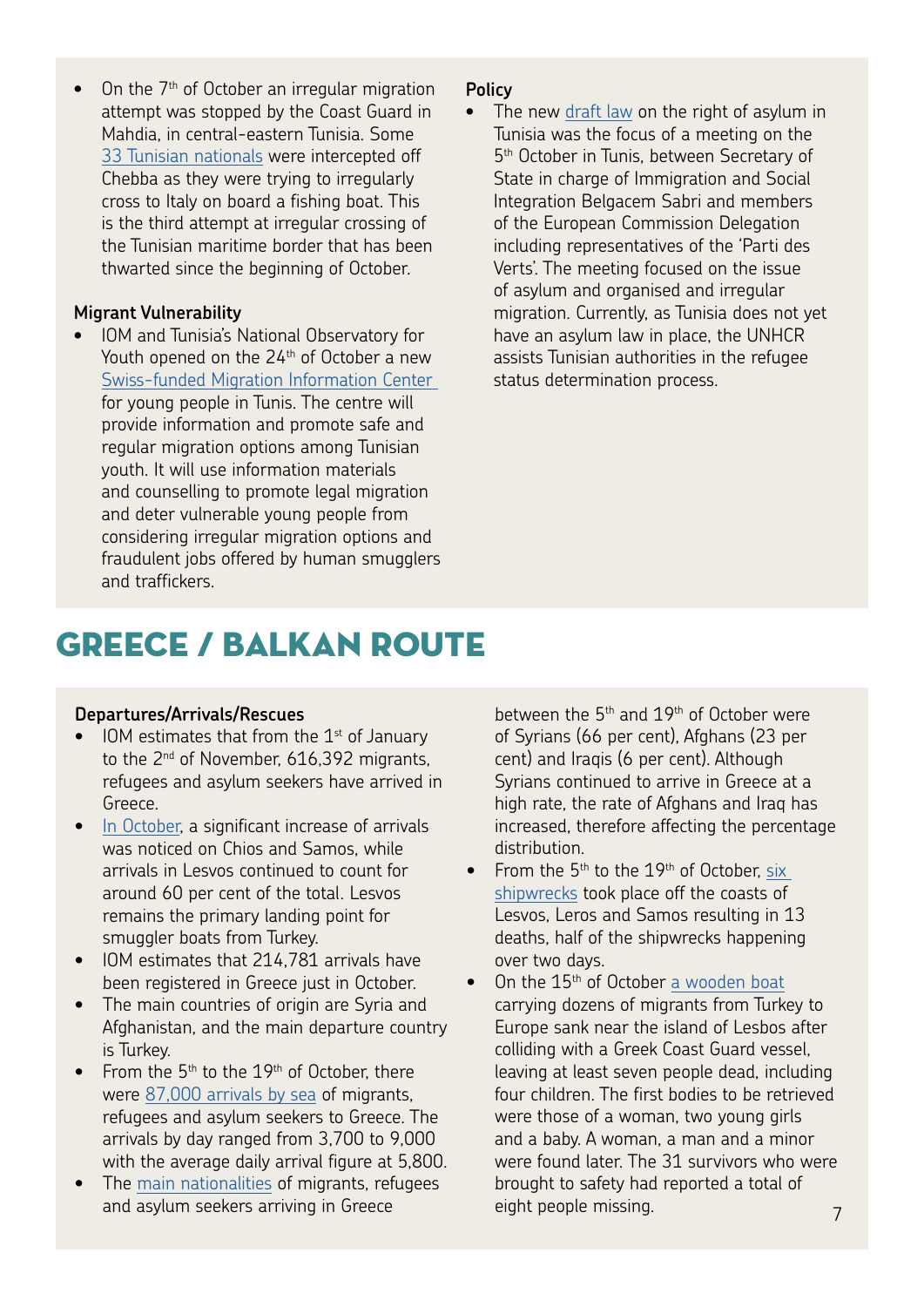- On the 7th of October an irregular migration attempt was stopped by the Coast Guard in Mahdia, in central-eastern Tunisia. Some 33 Tunisian nationals were intercepted off Chebba as they were trying to irregularly cross to Italy on board a fishing boat. This is the third attempt at irregular crossing of the Tunisian maritime border that has been thwarted since the beginning of October.

**Migrant Vulnerability**

- IOM and Tunisia's National Observatory for Youth opened on the 24th of October a new Swiss-funded Migration Information Center for young people in Tunis. The centre will provide information and promote safe and regular migration options among Tunisian youth. It will use information materials and counselling to promote legal migration and deter vulnerable young people from considering irregular migration options and fraudulent jobs offered by human smugglers and traffickers.

**Policy**

- The new draft law on the right of asylum in Tunisia was the focus of a meeting on the 5th October in Tunis, between Secretary of State in charge of Immigration and Social Integration Belgacem Sabri and members of the European Commission Delegation including representatives of the 'Parti des Verts'. The meeting focused on the issue of asylum and organised and irregular migration. Currently, as Tunisia does not yet have an asylum law in place, the UNHCR assists Tunisian authorities in the refugee status determination process.

# GREECE / BALKAN ROUTE

**Departures/Arrivals/Rescues**

- IOM estimates that from the 1st of January to the 2nd of November, 616,392 migrants, refugees and asylum seekers have arrived in Greece.
- In October, a significant increase of arrivals was noticed on Chios and Samos, while arrivals in Lesvos continued to count for around 60 per cent of the total. Lesvos remains the primary landing point for smuggler boats from Turkey.
- IOM estimates that 214,781 arrivals have been registered in Greece just in October.
- The main countries of origin are Syria and Afghanistan, and the main departure country is Turkey.
- From the 5th to the 19th of October, there were 87,000 arrivals by sea of migrants, refugees and asylum seekers to Greece. The arrivals by day ranged from 3,700 to 9,000 with the average daily arrival figure at 5,800.
- The main nationalities of migrants, refugees and asylum seekers arriving in Greece between the 5th and 19th of October were of Syrians (66 per cent), Afghans (23 per cent) and Iraqis (6 per cent). Although Syrians continued to arrive in Greece at a high rate, the rate of Afghans and Iraq has increased, therefore affecting the percentage distribution.
- From the 5th to the 19th of October, six shipwrecks took place off the coasts of Lesvos, Leros and Samos resulting in 13 deaths, half of the shipwrecks happening over two days.
- On the 15th of October a wooden boat carrying dozens of migrants from Turkey to Europe sank near the island of Lesbos after colliding with a Greek Coast Guard vessel, leaving at least seven people dead, including four children. The first bodies to be retrieved were those of a woman, two young girls and a baby. A woman, a man and a minor were found later. The 31 survivors who were brought to safety had reported a total of eight people missing.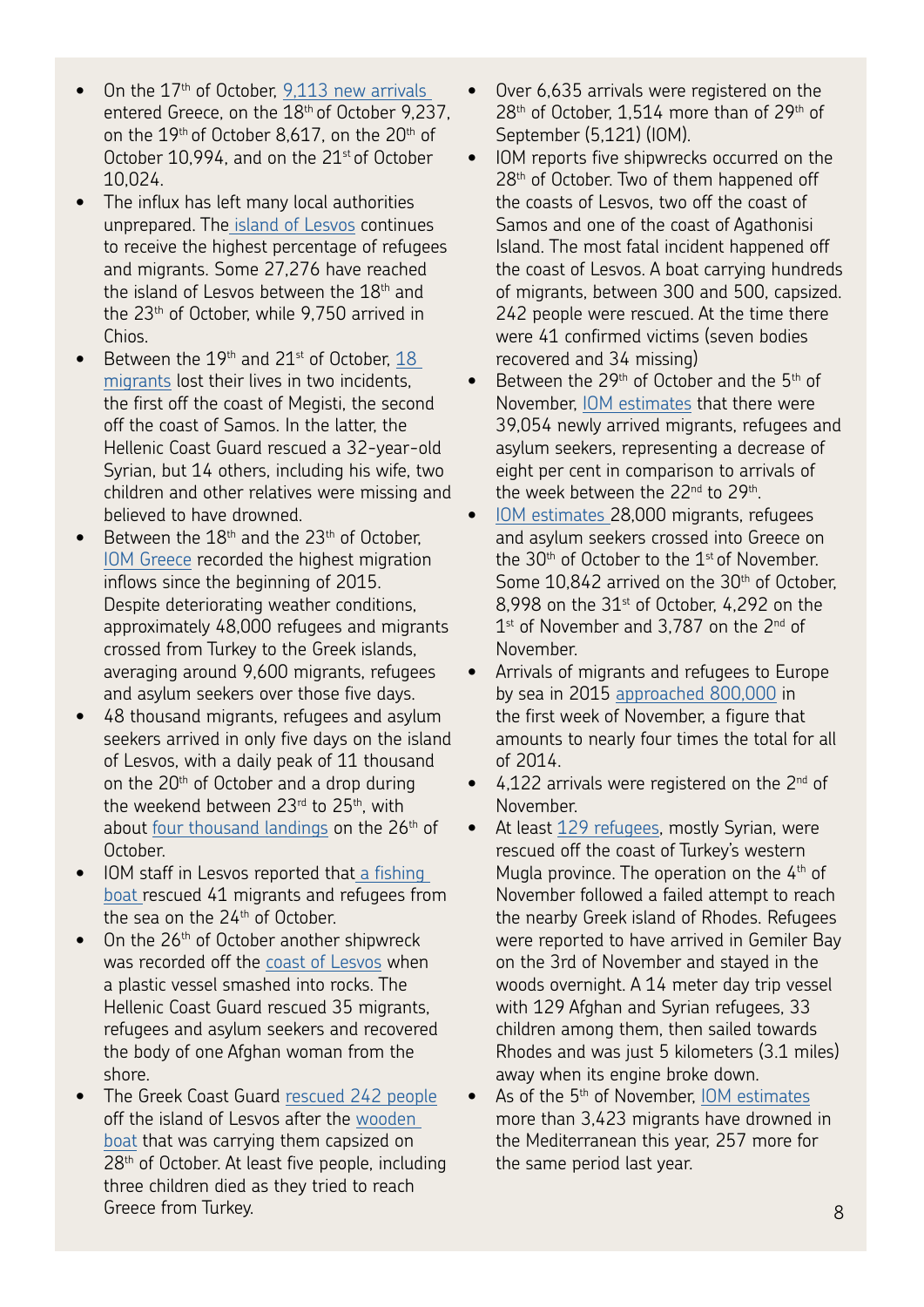- On the 17th of October, 9,113 new arrivals entered Greece, on the 18th of October 9,237, on the 19th of October 8,617, on the 20th of October 10,994, and on the 21st of October 10,024.
- The influx has left many local authorities unprepared. The island of Lesvos continues to receive the highest percentage of refugees and migrants. Some 27,276 have reached the island of Lesvos between the 18th and the 23th of October, while 9,750 arrived in Chios.
- Between the 19th and 21st of October, 18 migrants lost their lives in two incidents, the first off the coast of Megisti, the second off the coast of Samos. In the latter, the Hellenic Coast Guard rescued a 32-year-old Syrian, but 14 others, including his wife, two children and other relatives were missing and believed to have drowned.
- Between the 18th and the 23th of October, IOM Greece recorded the highest migration inflows since the beginning of 2015. Despite deteriorating weather conditions, approximately 48,000 refugees and migrants crossed from Turkey to the Greek islands, averaging around 9,600 migrants, refugees and asylum seekers over those five days.
- 48 thousand migrants, refugees and asylum seekers arrived in only five days on the island of Lesvos, with a daily peak of 11 thousand on the 20th of October and a drop during the weekend between 23rd to 25th, with about four thousand landings on the 26th of October.
- IOM staff in Lesvos reported that a fishing boat rescued 41 migrants and refugees from the sea on the 24th of October.
- On the 26th of October another shipwreck was recorded off the coast of Lesvos when a plastic vessel smashed into rocks. The Hellenic Coast Guard rescued 35 migrants, refugees and asylum seekers and recovered the body of one Afghan woman from the shore.
- The Greek Coast Guard rescued 242 people off the island of Lesvos after the wooden boat that was carrying them capsized on 28th of October. At least five people, including three children died as they tried to reach Greece from Turkey.
- Over 6,635 arrivals were registered on the 28th of October, 1,514 more than of 29th of September (5,121) (IOM).
- IOM reports five shipwrecks occurred on the 28th of October. Two of them happened off the coasts of Lesvos, two off the coast of Samos and one of the coast of Agathonisi Island. The most fatal incident happened off the coast of Lesvos. A boat carrying hundreds of migrants, between 300 and 500, capsized. 242 people were rescued. At the time there were 41 confirmed victims (seven bodies recovered and 34 missing)
- Between the 29th of October and the 5th of November, IOM estimates that there were 39,054 newly arrived migrants, refugees and asylum seekers, representing a decrease of eight per cent in comparison to arrivals of the week between the 22nd to 29th.
- IOM estimates 28,000 migrants, refugees and asylum seekers crossed into Greece on the 30th of October to the 1st of November. Some 10,842 arrived on the 30th of October, 8,998 on the 31st of October, 4,292 on the 1st of November and 3,787 on the 2nd of November.
- Arrivals of migrants and refugees to Europe by sea in 2015 approached 800,000 in the first week of November, a figure that amounts to nearly four times the total for all of 2014.
- 4,122 arrivals were registered on the 2nd of November.
- At least 129 refugees, mostly Syrian, were rescued off the coast of Turkey's western Mugla province. The operation on the 4th of November followed a failed attempt to reach the nearby Greek island of Rhodes. Refugees were reported to have arrived in Gemiler Bay on the 3rd of November and stayed in the woods overnight. A 14 meter day trip vessel with 129 Afghan and Syrian refugees, 33 children among them, then sailed towards Rhodes and was just 5 kilometers (3.1 miles) away when its engine broke down.
- As of the 5th of November, IOM estimates more than 3,423 migrants have drowned in the Mediterranean this year, 257 more for the same period last year.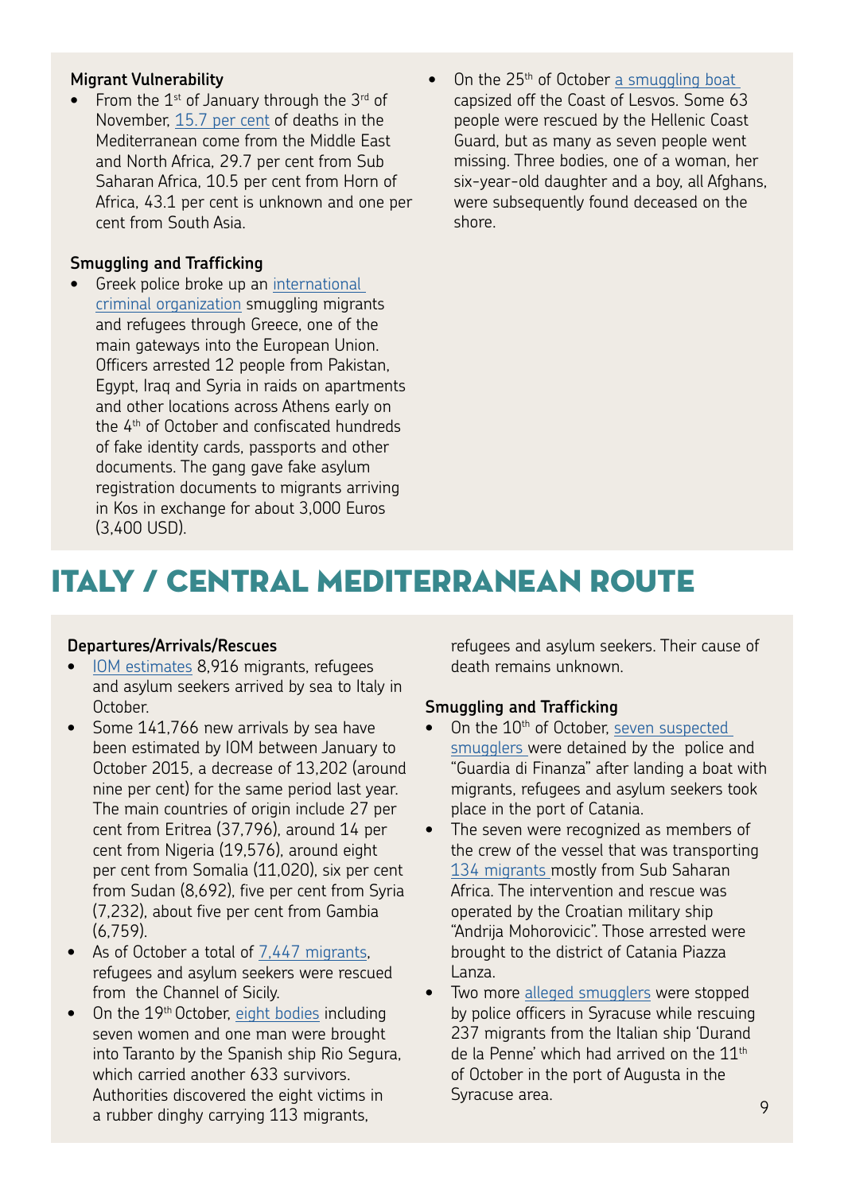**Migrant Vulnerability**

- From the 1st of January through the 3rd of November, 15.7 per cent of deaths in the Mediterranean come from the Middle East and North Africa, 29.7 per cent from Sub Saharan Africa, 10.5 per cent from Horn of Africa, 43.1 per cent is unknown and one per cent from South Asia.

**Smuggling and Trafficking**

- Greek police broke up an international criminal organization smuggling migrants and refugees through Greece, one of the main gateways into the European Union. Officers arrested 12 people from Pakistan, Egypt, Iraq and Syria in raids on apartments and other locations across Athens early on the 4th of October and confiscated hundreds of fake identity cards, passports and other documents. The gang gave fake asylum registration documents to migrants arriving in Kos in exchange for about 3,000 Euros (3,400 USD).
- On the 25th of October a smuggling boat capsized off the Coast of Lesvos. Some 63 people were rescued by the Hellenic Coast Guard, but as many as seven people went missing. Three bodies, one of a woman, her six-year-old daughter and a boy, all Afghans, were subsequently found deceased on the shore.

# ITALY / CENTRAL MEDITERRANEAN ROUTE

**Departures/Arrivals/Rescues**

- IOM estimates 8,916 migrants, refugees and asylum seekers arrived by sea to Italy in October.
- Some 141,766 new arrivals by sea have been estimated by IOM between January to October 2015, a decrease of 13,202 (around nine per cent) for the same period last year. The main countries of origin include 27 per cent from Eritrea (37,796), around 14 per cent from Nigeria (19,576), around eight per cent from Somalia (11,020), six per cent from Sudan (8,692), five per cent from Syria (7,232), about five per cent from Gambia (6,759).
- As of October a total of 7,447 migrants, refugees and asylum seekers were rescued from the Channel of Sicily.
- On the 19th October, eight bodies including seven women and one man were brought into Taranto by the Spanish ship Rio Segura, which carried another 633 survivors. Authorities discovered the eight victims in a rubber dinghy carrying 113 migrants, refugees and asylum seekers. Their cause of death remains unknown.

**Smuggling and Trafficking**

- On the 10th of October, seven suspected smugglers were detained by the police and "Guardia di Finanza" after landing a boat with migrants, refugees and asylum seekers took place in the port of Catania.
- The seven were recognized as members of the crew of the vessel that was transporting 134 migrants mostly from Sub Saharan Africa. The intervention and rescue was operated by the Croatian military ship "Andrija Mohorovicic". Those arrested were brought to the district of Catania Piazza Lanza.
- Two more alleged smugglers were stopped by police officers in Syracuse while rescuing 237 migrants from the Italian ship 'Durand de la Penne' which had arrived on the 11th of October in the port of Augusta in the Syracuse area.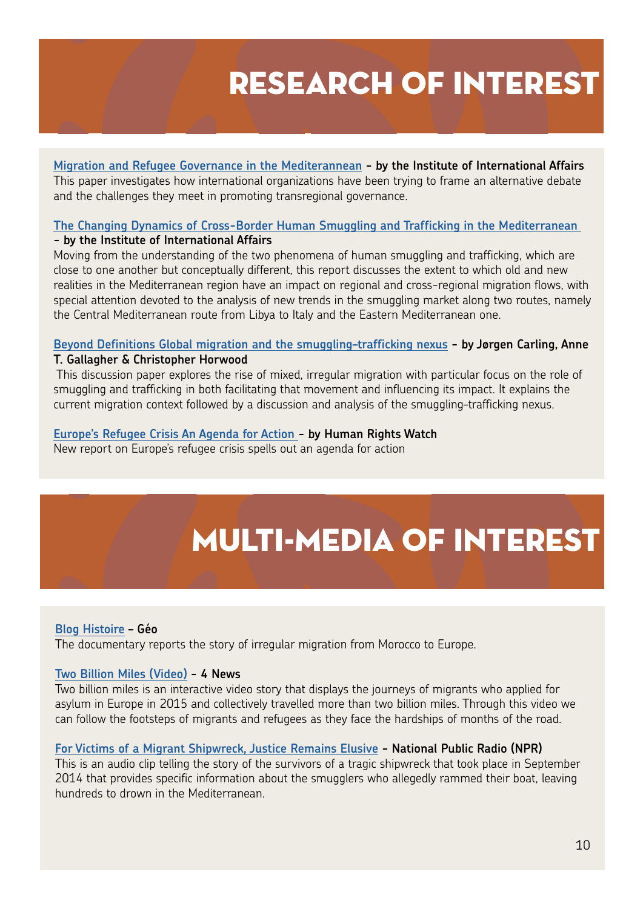# RESEARCH OF INTEREST

**Migration and Refugee Governance in the Mediterannean – by the Institute of International Affairs**
This paper investigates how international organizations have been trying to frame an alternative debate and the challenges they meet in promoting transregional governance.

**The Changing Dynamics of Cross-Border Human Smuggling and Trafficking in the Mediterranean – by the Institute of International Affairs**
Moving from the understanding of the two phenomena of human smuggling and trafficking, which are close to one another but conceptually different, this report discusses the extent to which old and new realities in the Mediterranean region have an impact on regional and cross-regional migration flows, with special attention devoted to the analysis of new trends in the smuggling market along two routes, namely the Central Mediterranean route from Libya to Italy and the Eastern Mediterranean one.

**Beyond Definitions Global migration and the smuggling–trafficking nexus – by Jørgen Carling, Anne T. Gallagher & Christopher Horwood**
This discussion paper explores the rise of mixed, irregular migration with particular focus on the role of smuggling and trafficking in both facilitating that movement and influencing its impact. It explains the current migration context followed by a discussion and analysis of the smuggling–trafficking nexus.

**Europe's Refugee Crisis An Agenda for Action – by Human Rights Watch**
New report on Europe's refugee crisis spells out an agenda for action

# MULTI-MEDIA OF INTEREST

**Blog Histoire – Géo**
The documentary reports the story of irregular migration from Morocco to Europe.

**Two Billion Miles (Video) – 4 News**
Two billion miles is an interactive video story that displays the journeys of migrants who applied for asylum in Europe in 2015 and collectively travelled more than two billion miles. Through this video we can follow the footsteps of migrants and refugees as they face the hardships of months of the road.

**For Victims of a Migrant Shipwreck, Justice Remains Elusive – National Public Radio (NPR)**
This is an audio clip telling the story of the survivors of a tragic shipwreck that took place in September 2014 that provides specific information about the smugglers who allegedly rammed their boat, leaving hundreds to drown in the Mediterranean.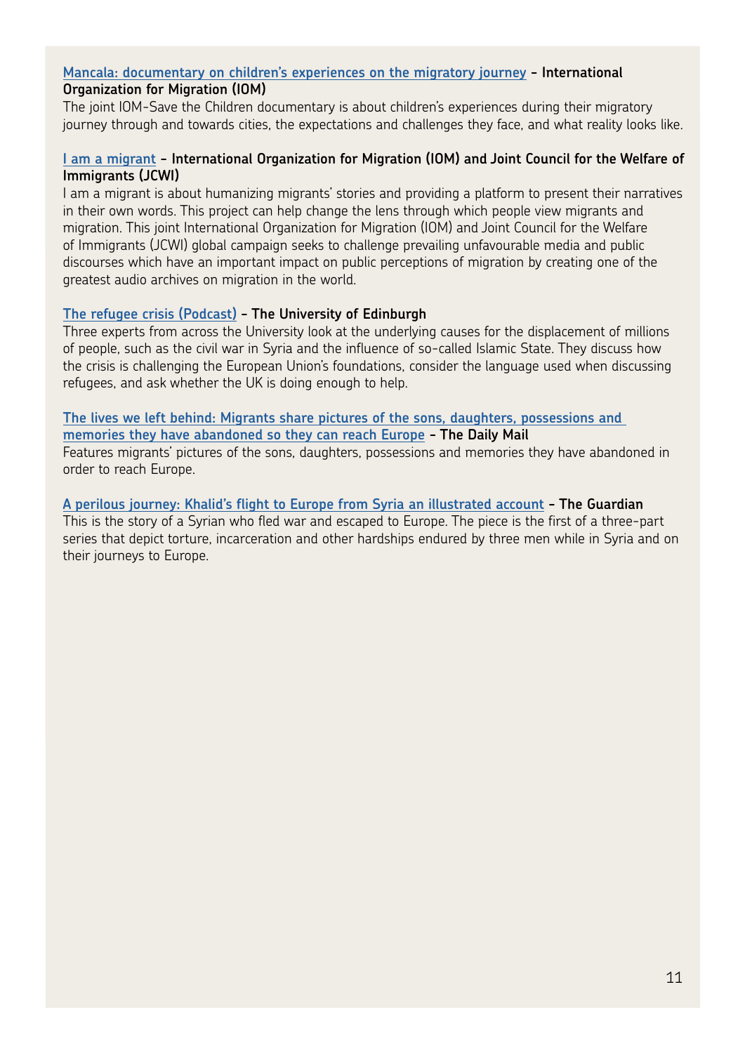**Mancala: documentary on children's experiences on the migratory journey – International Organization for Migration (IOM)**
The joint IOM-Save the Children documentary is about children's experiences during their migratory journey through and towards cities, the expectations and challenges they face, and what reality looks like.

**I am a migrant – International Organization for Migration (IOM) and Joint Council for the Welfare of Immigrants (JCWI)**
I am a migrant is about humanizing migrants' stories and providing a platform to present their narratives in their own words. This project can help change the lens through which people view migrants and migration. This joint International Organization for Migration (IOM) and Joint Council for the Welfare of Immigrants (JCWI) global campaign seeks to challenge prevailing unfavourable media and public discourses which have an important impact on public perceptions of migration by creating one of the greatest audio archives on migration in the world.

**The refugee crisis (Podcast) – The University of Edinburgh**
Three experts from across the University look at the underlying causes for the displacement of millions of people, such as the civil war in Syria and the influence of so-called Islamic State. They discuss how the crisis is challenging the European Union's foundations, consider the language used when discussing refugees, and ask whether the UK is doing enough to help.

**The lives we left behind: Migrants share pictures of the sons, daughters, possessions and memories they have abandoned so they can reach Europe – The Daily Mail**
Features migrants' pictures of the sons, daughters, possessions and memories they have abandoned in order to reach Europe.

**A perilous journey: Khalid's flight to Europe from Syria an illustrated account – The Guardian**
This is the story of a Syrian who fled war and escaped to Europe. The piece is the first of a three-part series that depict torture, incarceration and other hardships endured by three men while in Syria and on their journeys to Europe.